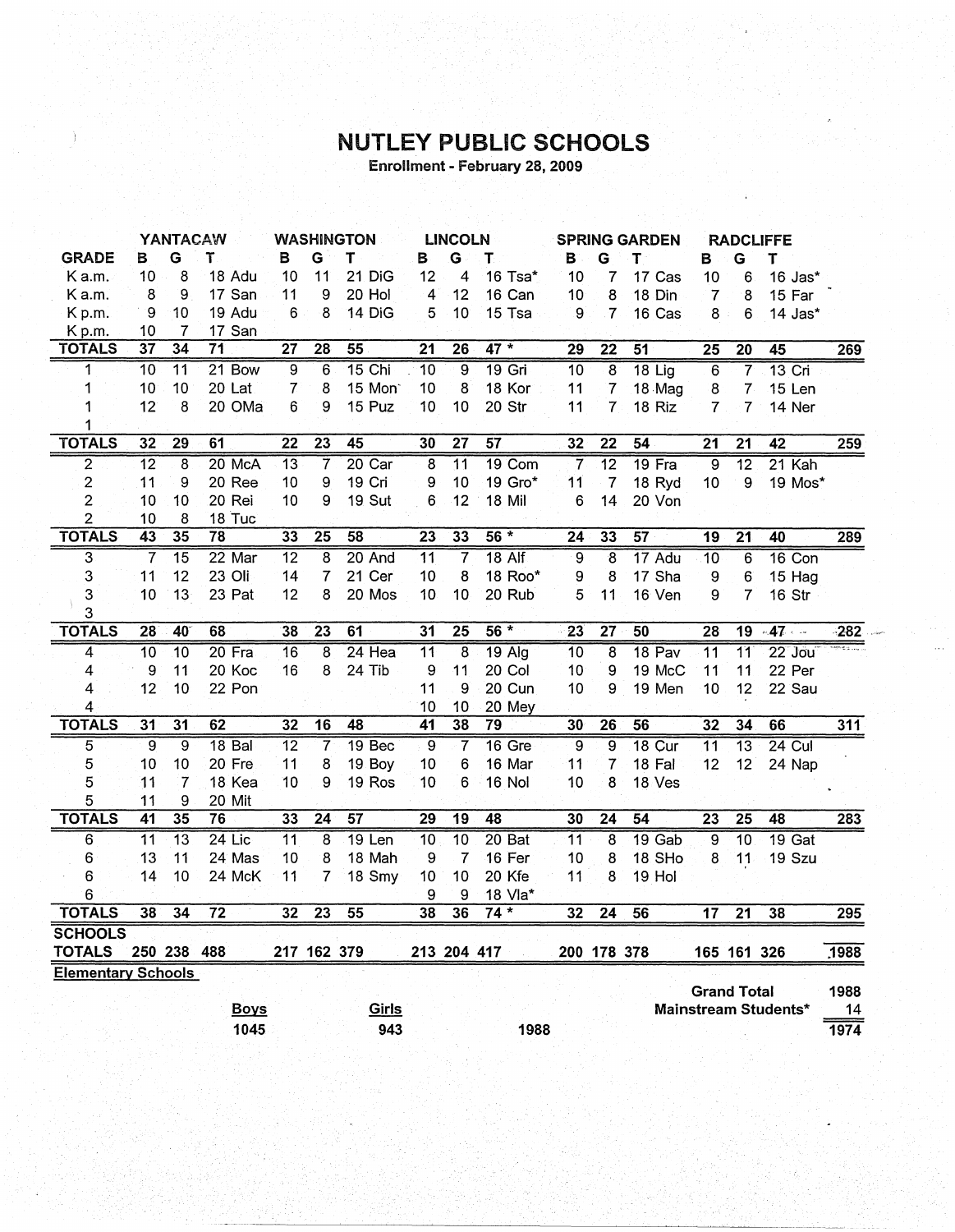# NUTLEY PUBLIC SCHOOLS

Enrollment - February 28, 2009

| | YANTACAW | | | | WASHINGTON | | | | LINCOLN | | | | SPRING GARDEN | | | | RADCLIFFE | | | | |
|---|---|---|---|---|---|---|---|---|---|---|---|---|---|---|---|---|---|---|---|---|---|
| GRADE | B | G | T | | B | G | T | | B | G | T | | B | G | T | | B | G | T | | |
| K a.m. | 10 | 8 | 18 | Adu | 10 | 11 | 21 | DiG | 12 | 4 | 16 | Tsa* | 10 | 7 | 17 | Cas | 10 | 6 | 16 | Jas* | |
| K a.m. | 8 | 9 | 17 | San | 11 | 9 | 20 | Hol | 4 | 12 | 16 | Can | 10 | 8 | 18 | Din | 7 | 8 | 15 | Far | |
| K p.m. | 9 | 10 | 19 | Adu | 6 | 8 | 14 | DiG | 5 | 10 | 15 | Tsa | 9 | 7 | 16 | Cas | 8 | 6 | 14 | Jas* | |
| K p.m. | 10 | 7 | 17 | San | | | | | | | | | | | | | | | | | |
| TOTALS | 37 | 34 | 71 | | 27 | 28 | 55 | | 21 | 26 | 47 * | | 29 | 22 | 51 | | 25 | 20 | 45 | | 269 |
| 1 | 10 | 11 | 21 | Bow | 9 | 6 | 15 | Chi | 10 | 9 | 19 | Gri | 10 | 8 | 18 | Lig | 6 | 7 | 13 | Cri | |
| 1 | 10 | 10 | 20 | Lat | 7 | 8 | 15 | Mon | 10 | 8 | 18 | Kor | 11 | 7 | 18 | Mag | 8 | 7 | 15 | Len | |
| 1 | 12 | 8 | 20 | OMa | 6 | 9 | 15 | Puz | 10 | 10 | 20 | Str | 11 | 7 | 18 | Riz | 7 | 7 | 14 | Ner | |
| 1 | | | | | | | | | | | | | | | | | | | | | |
| TOTALS | 32 | 29 | 61 | | 22 | 23 | 45 | | 30 | 27 | 57 | | 32 | 22 | 54 | | 21 | 21 | 42 | | 259 |
| 2 | 12 | 8 | 20 | McA | 13 | 7 | 20 | Car | 8 | 11 | 19 | Com | 7 | 12 | 19 | Fra | 9 | 12 | 21 | Kah | |
| 2 | 11 | 9 | 20 | Ree | 10 | 9 | 19 | Cri | 9 | 10 | 19 | Gro* | 11 | 7 | 18 | Ryd | 10 | 9 | 19 | Mos* | |
| 2 | 10 | 10 | 20 | Rei | 10 | 9 | 19 | Sut | 6 | 12 | 18 | Mil | 6 | 14 | 20 | Von | | | | | |
| 2 | 10 | 8 | 18 | Tuc | | | | | | | | | | | | | | | | | |
| TOTALS | 43 | 35 | 78 | | 33 | 25 | 58 | | 23 | 33 | 56 * | | 24 | 33 | 57 | | 19 | 21 | 40 | | 289 |
| 3 | 7 | 15 | 22 | Mar | 12 | 8 | 20 | And | 11 | 7 | 18 | Alf | 9 | 8 | 17 | Adu | 10 | 6 | 16 | Con | |
| 3 | 11 | 12 | 23 | Oli | 14 | 7 | 21 | Cer | 10 | 8 | 18 | Roo* | 9 | 8 | 17 | Sha | 9 | 6 | 15 | Hag | |
| 3 | 10 | 13 | 23 | Pat | 12 | 8 | 20 | Mos | 10 | 10 | 20 | Rub | 5 | 11 | 16 | Ven | 9 | 7 | 16 | Str | |
| 3 | | | | | | | | | | | | | | | | | | | | | |
| TOTALS | 28 | 40 | 68 | | 38 | 23 | 61 | | 31 | 25 | 56 * | | 23 | 27 | 50 | | 28 | 19 | 47 | | 282 |
| 4 | 10 | 10 | 20 | Fra | 16 | 8 | 24 | Hea | 11 | 8 | 19 | Alg | 10 | 8 | 18 | Pav | 11 | 11 | 22 | Jou | |
| 4 | 9 | 11 | 20 | Koc | 16 | 8 | 24 | Tib | 9 | 11 | 20 | Col | 10 | 9 | 19 | McC | 11 | 11 | 22 | Per | |
| 4 | 12 | 10 | 22 | Pon | | | | | 11 | 9 | 20 | Cun | 10 | 9 | 19 | Men | 10 | 12 | 22 | Sau | |
| 4 | | | | | | | | | 10 | 10 | 20 | Mey | | | | | | | | | |
| TOTALS | 31 | 31 | 62 | | 32 | 16 | 48 | | 41 | 38 | 79 | | 30 | 26 | 56 | | 32 | 34 | 66 | | 311 |
| 5 | 9 | 9 | 18 | Bal | 12 | 7 | 19 | Bec | 9 | 7 | 16 | Gre | 9 | 9 | 18 | Cur | 11 | 13 | 24 | Cul | |
| 5 | 10 | 10 | 20 | Fre | 11 | 8 | 19 | Boy | 10 | 6 | 16 | Mar | 11 | 7 | 18 | Fal | 12 | 12 | 24 | Nap | |
| 5 | 11 | 7 | 18 | Kea | 10 | 9 | 19 | Ros | 10 | 6 | 16 | Nol | 10 | 8 | 18 | Ves | | | | | |
| 5 | 11 | 9 | 20 | Mit | | | | | | | | | | | | | | | | | |
| TOTALS | 41 | 35 | 76 | | 33 | 24 | 57 | | 29 | 19 | 48 | | 30 | 24 | 54 | | 23 | 25 | 48 | | 283 |
| 6 | 11 | 13 | 24 | Lic | 11 | 8 | 19 | Len | 10 | 10 | 20 | Bat | 11 | 8 | 19 | Gab | 9 | 10 | 19 | Gat | |
| 6 | 13 | 11 | 24 | Mas | 10 | 8 | 18 | Mah | 9 | 7 | 16 | Fer | 10 | 8 | 18 | SHo | 8 | 11 | 19 | Szu | |
| 6 | 14 | 10 | 24 | McK | 11 | 7 | 18 | Smy | 10 | 10 | 20 | Kfe | 11 | 8 | 19 | Hol | | | | | |
| 6 | | | | | | | | | 9 | 9 | 18 | Vla* | | | | | | | | | |
| TOTALS | 38 | 34 | 72 | | 32 | 23 | 55 | | 38 | 36 | 74 * | | 32 | 24 | 56 | | 17 | 21 | 38 | | 295 |
| SCHOOLS TOTALS | 250 | 238 | 488 | | 217 | 162 | 379 | | 213 | 204 | 417 | | 200 | 178 | 378 | | 165 | 161 | 326 | | 1988 |

**Elementary Schools**

| Boys | Girls | | |
|---|---|---|---|
| 1045 | 943 | 1988 | |

| | |
|---|---|
| Grand Total | 1988 |
| Mainstream Students* | 14 |
| | 1974 |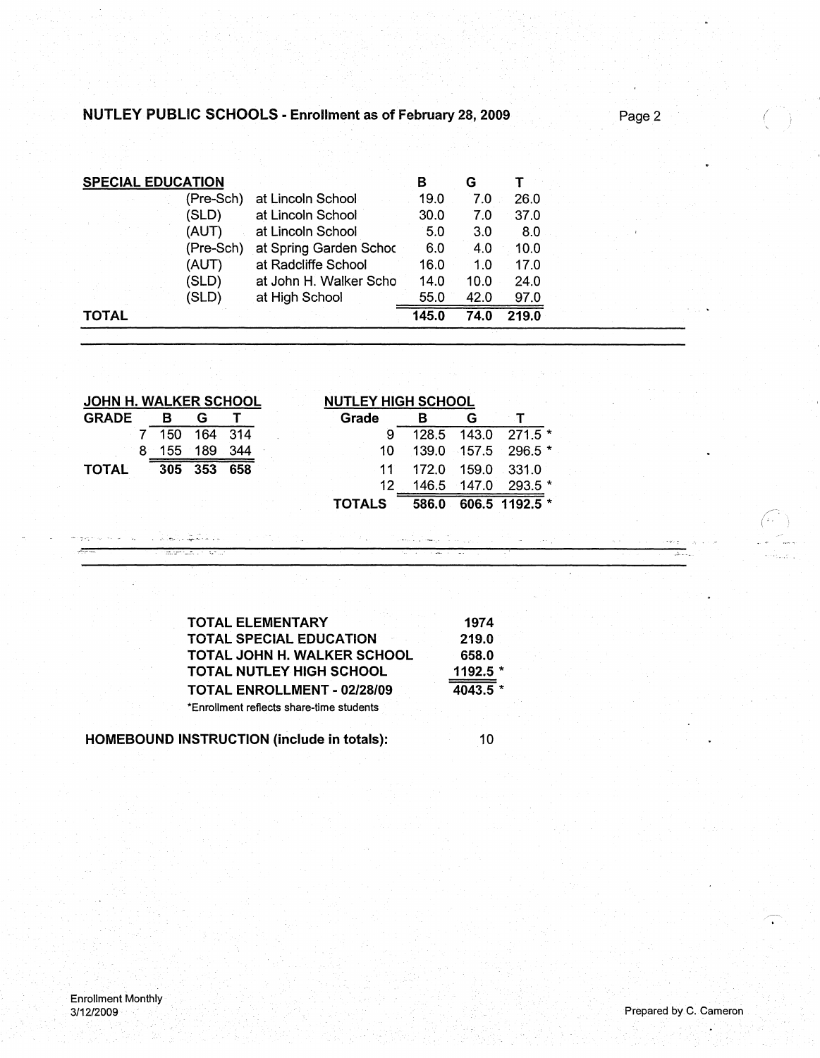## NUTLEY PUBLIC SCHOOLS - Enrollment as of February 28, 2009

| SPECIAL EDUCATION | | | B | G | T |
|---|---|---|---|---|---|
| | (Pre-Sch) | at Lincoln School | 19.0 | 7.0 | 26.0 |
| | (SLD) | at Lincoln School | 30.0 | 7.0 | 37.0 |
| | (AUT) | at Lincoln School | 5.0 | 3.0 | 8.0 |
| | (Pre-Sch) | at Spring Garden Schoc | 6.0 | 4.0 | 10.0 |
| | (AUT) | at Radcliffe School | 16.0 | 1.0 | 17.0 |
| | (SLD) | at John H. Walker Scho | 14.0 | 10.0 | 24.0 |
| | (SLD) | at High School | 55.0 | 42.0 | 97.0 |
| **TOTAL** | | | **145.0** | **74.0** | **219.0** |

**JOHN H. WALKER SCHOOL**

| GRADE | B | G | T |
|---|---|---|---|
| 7 | 150 | 164 | 314 |
| 8 | 155 | 189 | 344 |
| **TOTAL** | **305** | **353** | **658** |

**NUTLEY HIGH SCHOOL**

| Grade | B | G | T |
|---|---|---|---|
| 9 | 128.5 | 143.0 | 271.5 * |
| 10 | 139.0 | 157.5 | 296.5 * |
| 11 | 172.0 | 159.0 | 331.0 |
| 12 | 146.5 | 147.0 | 293.5 * |
| **TOTALS** | **586.0** | **606.5** | **1192.5 *** |

| | |
|---|---|
| **TOTAL ELEMENTARY** | **1974** |
| **TOTAL SPECIAL EDUCATION** | **219.0** |
| **TOTAL JOHN H. WALKER SCHOOL** | **658.0** |
| **TOTAL NUTLEY HIGH SCHOOL** | **1192.5 *** |
| **TOTAL ENROLLMENT - 02/28/09** | **4043.5 *** |

*Enrollment reflects share-time students

**HOMEBOUND INSTRUCTION (include in totals):** 10

Enrollment Monthly
3/12/2009

Prepared by C. Cameron